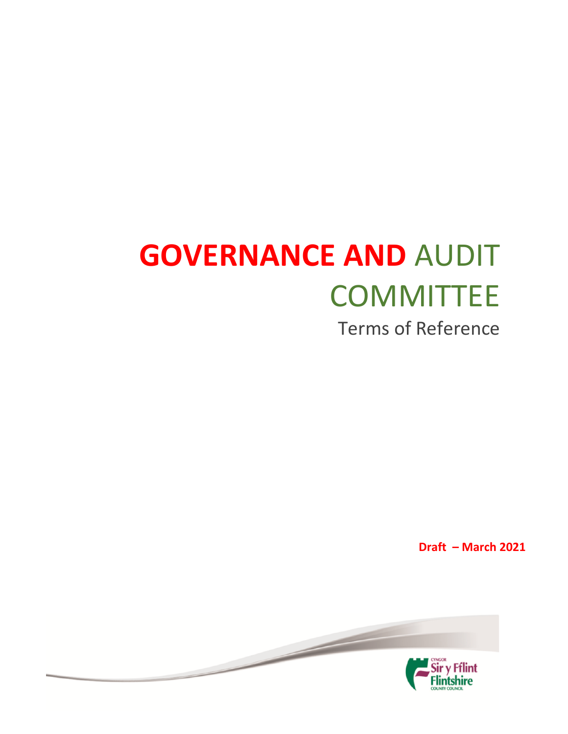# **GOVERNANCE AND** AUDIT COMMITTEE

Terms of Reference

**Draft – March 2021**

CYNGOR Sir y Fflint Flintshire COUNTY COUNCIL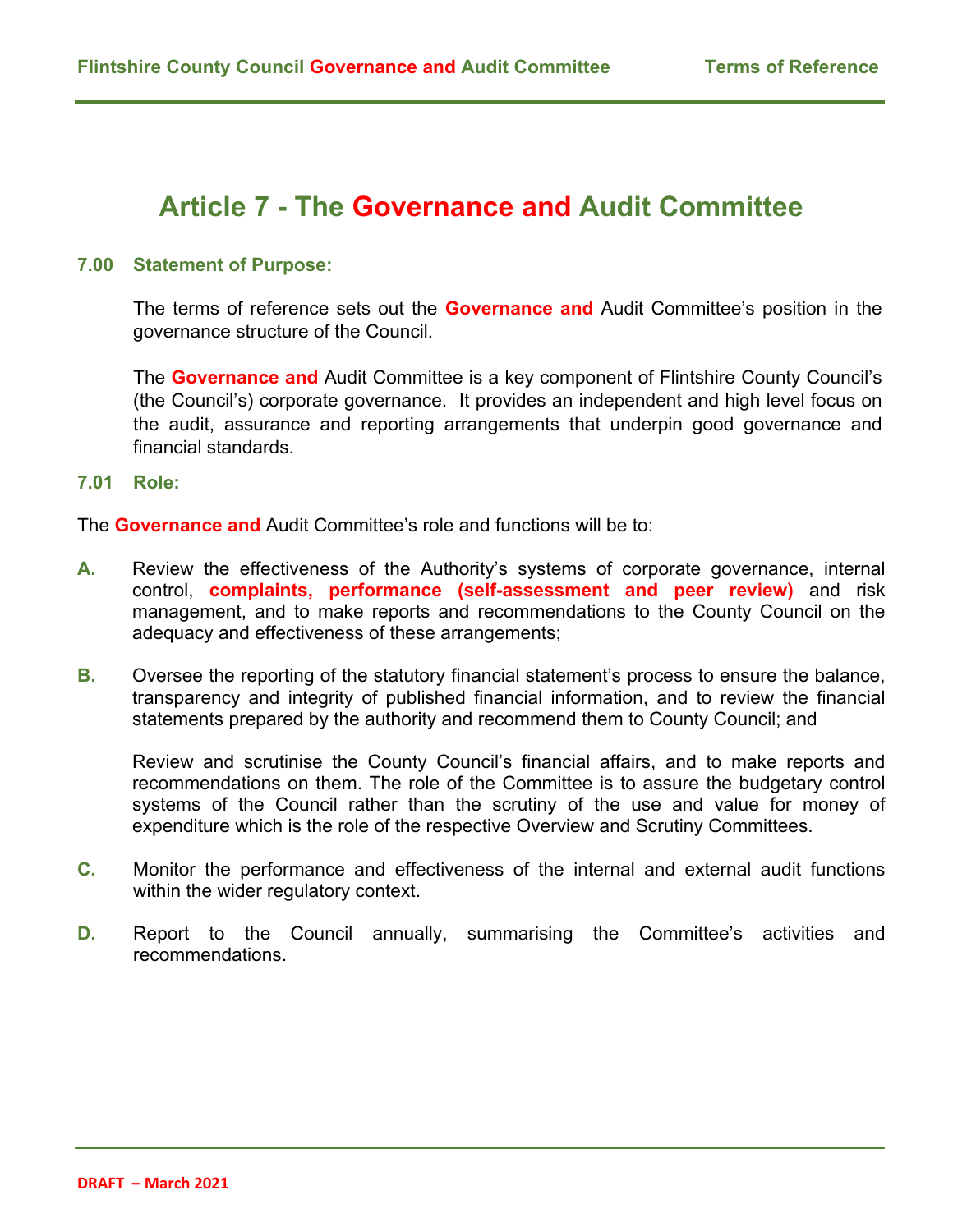# Article 7 - The Governance and Audit Committee

### 7.00 Statement of Purpose:

The terms of reference sets out the **Governance and** Audit Committee's position in the governance structure of the Council.

The **Governance and** Audit Committee is a key component of Flintshire County Council's (the Council's) corporate governance. It provides an independent and high level focus on the audit, assurance and reporting arrangements that underpin good governance and financial standards.

### 7.01 Role:

The **Governance and** Audit Committee's role and functions will be to:

**A.** Review the effectiveness of the Authority's systems of corporate governance, internal control, **complaints, performance (self-assessment and peer review)** and risk management, and to make reports and recommendations to the County Council on the adequacy and effectiveness of these arrangements;

**B.** Oversee the reporting of the statutory financial statement's process to ensure the balance, transparency and integrity of published financial information, and to review the financial statements prepared by the authority and recommend them to County Council; and

Review and scrutinise the County Council's financial affairs, and to make reports and recommendations on them. The role of the Committee is to assure the budgetary control systems of the Council rather than the scrutiny of the use and value for money of expenditure which is the role of the respective Overview and Scrutiny Committees.

**C.** Monitor the performance and effectiveness of the internal and external audit functions within the wider regulatory context.

**D.** Report to the Council annually, summarising the Committee's activities and recommendations.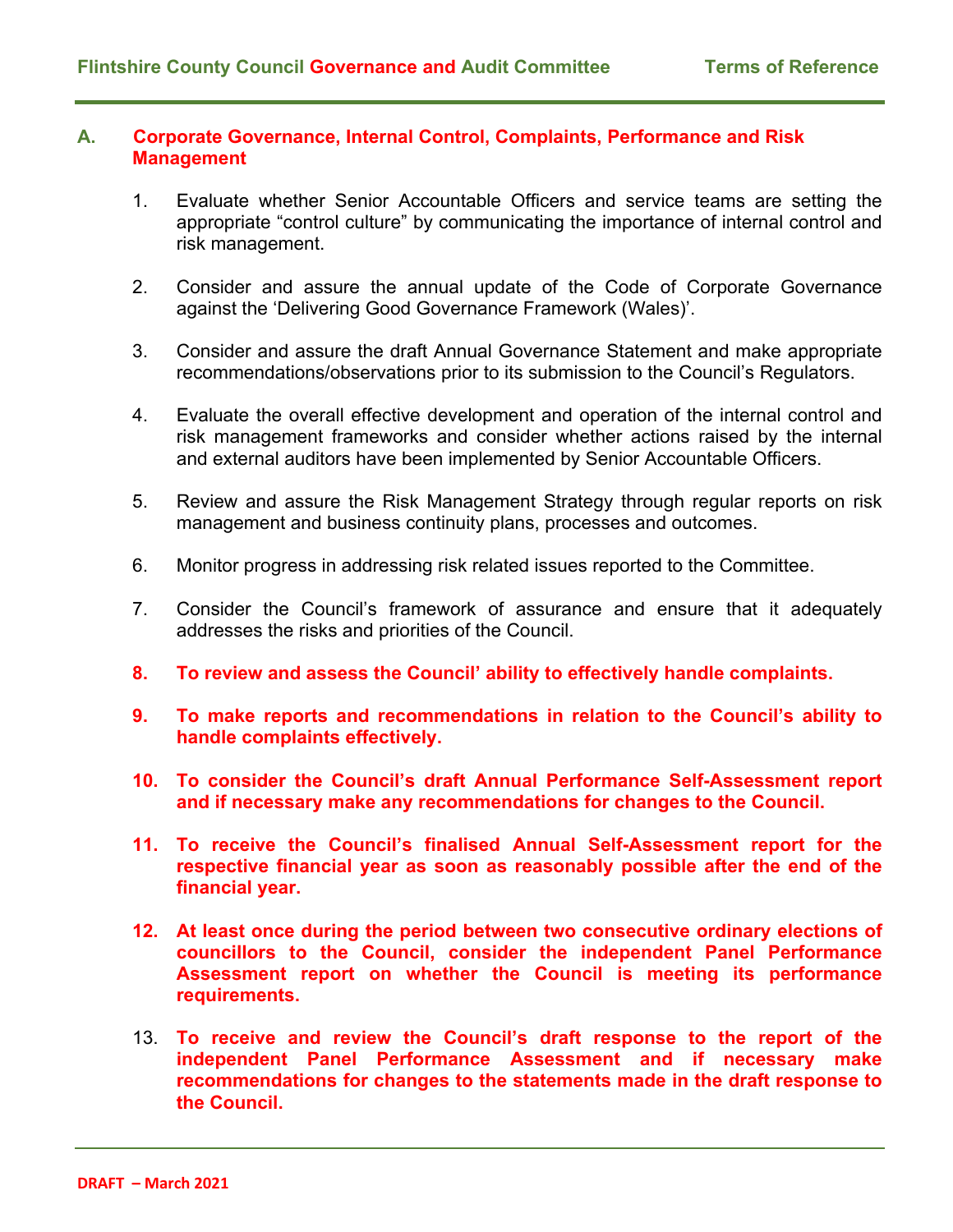## A. **Corporate Governance, Internal Control, Complaints, Performance and Risk Management**

1. Evaluate whether Senior Accountable Officers and service teams are setting the appropriate "control culture" by communicating the importance of internal control and risk management.

2. Consider and assure the annual update of the Code of Corporate Governance against the 'Delivering Good Governance Framework (Wales)'.

3. Consider and assure the draft Annual Governance Statement and make appropriate recommendations/observations prior to its submission to the Council's Regulators.

4. Evaluate the overall effective development and operation of the internal control and risk management frameworks and consider whether actions raised by the internal and external auditors have been implemented by Senior Accountable Officers.

5. Review and assure the Risk Management Strategy through regular reports on risk management and business continuity plans, processes and outcomes.

6. Monitor progress in addressing risk related issues reported to the Committee.

7. Consider the Council's framework of assurance and ensure that it adequately addresses the risks and priorities of the Council.

8. **To review and assess the Council' ability to effectively handle complaints.**

9. **To make reports and recommendations in relation to the Council's ability to handle complaints effectively.**

10. **To consider the Council's draft Annual Performance Self-Assessment report and if necessary make any recommendations for changes to the Council.**

11. **To receive the Council's finalised Annual Self-Assessment report for the respective financial year as soon as reasonably possible after the end of the financial year.**

12. **At least once during the period between two consecutive ordinary elections of councillors to the Council, consider the independent Panel Performance Assessment report on whether the Council is meeting its performance requirements.**

13. **To receive and review the Council's draft response to the report of the independent Panel Performance Assessment and if necessary make recommendations for changes to the statements made in the draft response to the Council.**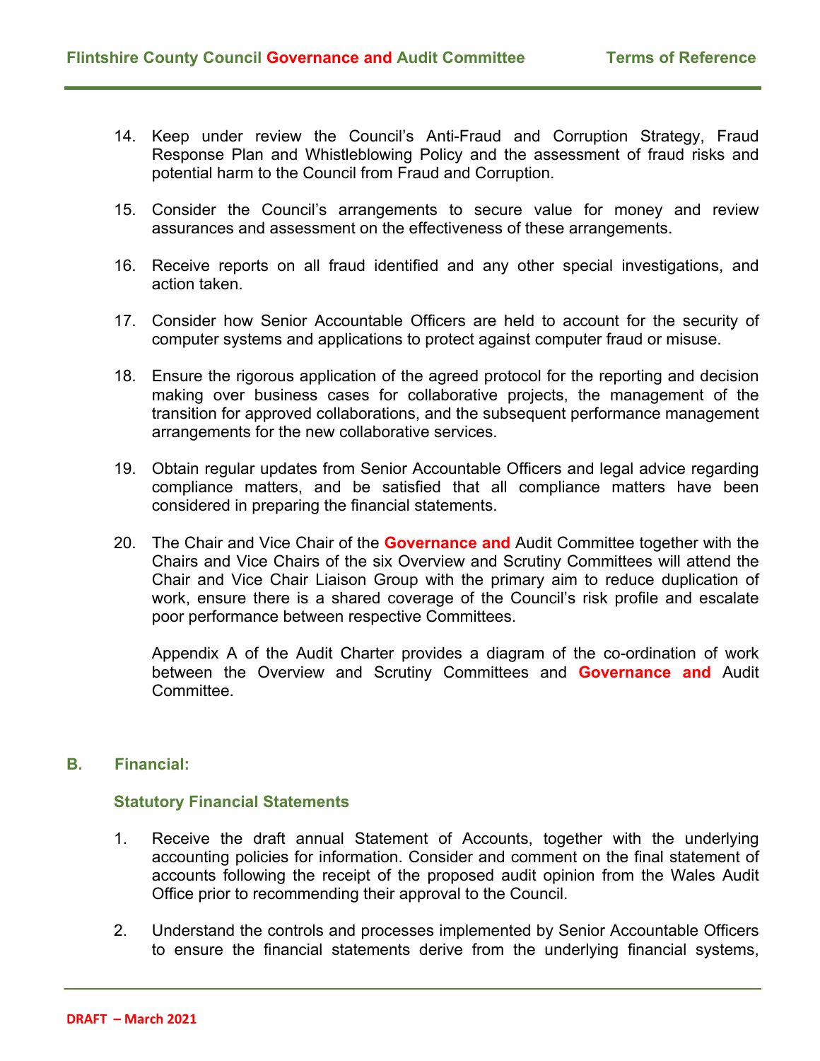14. Keep under review the Council's Anti-Fraud and Corruption Strategy, Fraud Response Plan and Whistleblowing Policy and the assessment of fraud risks and potential harm to the Council from Fraud and Corruption.

15. Consider the Council's arrangements to secure value for money and review assurances and assessment on the effectiveness of these arrangements.

16. Receive reports on all fraud identified and any other special investigations, and action taken.

17. Consider how Senior Accountable Officers are held to account for the security of computer systems and applications to protect against computer fraud or misuse.

18. Ensure the rigorous application of the agreed protocol for the reporting and decision making over business cases for collaborative projects, the management of the transition for approved collaborations, and the subsequent performance management arrangements for the new collaborative services.

19. Obtain regular updates from Senior Accountable Officers and legal advice regarding compliance matters, and be satisfied that all compliance matters have been considered in preparing the financial statements.

20. The Chair and Vice Chair of the **Governance and** Audit Committee together with the Chairs and Vice Chairs of the six Overview and Scrutiny Committees will attend the Chair and Vice Chair Liaison Group with the primary aim to reduce duplication of work, ensure there is a shared coverage of the Council's risk profile and escalate poor performance between respective Committees.

    Appendix A of the Audit Charter provides a diagram of the co-ordination of work between the Overview and Scrutiny Committees and **Governance and** Audit Committee.

## B. Financial:

### Statutory Financial Statements

1. Receive the draft annual Statement of Accounts, together with the underlying accounting policies for information. Consider and comment on the final statement of accounts following the receipt of the proposed audit opinion from the Wales Audit Office prior to recommending their approval to the Council.

2. Understand the controls and processes implemented by Senior Accountable Officers to ensure the financial statements derive from the underlying financial systems,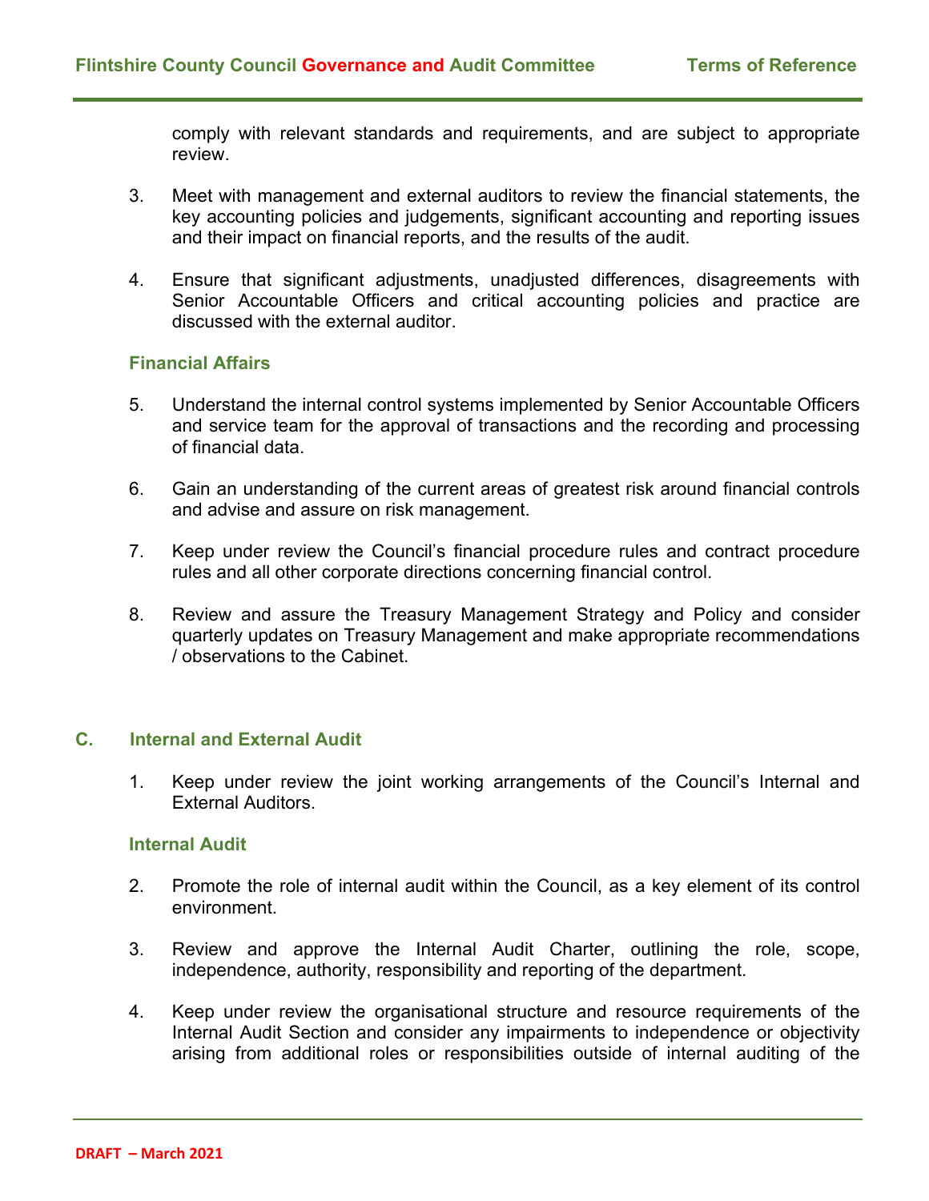comply with relevant standards and requirements, and are subject to appropriate review.

3. Meet with management and external auditors to review the financial statements, the key accounting policies and judgements, significant accounting and reporting issues and their impact on financial reports, and the results of the audit.

4. Ensure that significant adjustments, unadjusted differences, disagreements with Senior Accountable Officers and critical accounting policies and practice are discussed with the external auditor.

### Financial Affairs

5. Understand the internal control systems implemented by Senior Accountable Officers and service team for the approval of transactions and the recording and processing of financial data.

6. Gain an understanding of the current areas of greatest risk around financial controls and advise and assure on risk management.

7. Keep under review the Council's financial procedure rules and contract procedure rules and all other corporate directions concerning financial control.

8. Review and assure the Treasury Management Strategy and Policy and consider quarterly updates on Treasury Management and make appropriate recommendations / observations to the Cabinet.

## C. Internal and External Audit

1. Keep under review the joint working arrangements of the Council's Internal and External Auditors.

### Internal Audit

2. Promote the role of internal audit within the Council, as a key element of its control environment.

3. Review and approve the Internal Audit Charter, outlining the role, scope, independence, authority, responsibility and reporting of the department.

4. Keep under review the organisational structure and resource requirements of the Internal Audit Section and consider any impairments to independence or objectivity arising from additional roles or responsibilities outside of internal auditing of the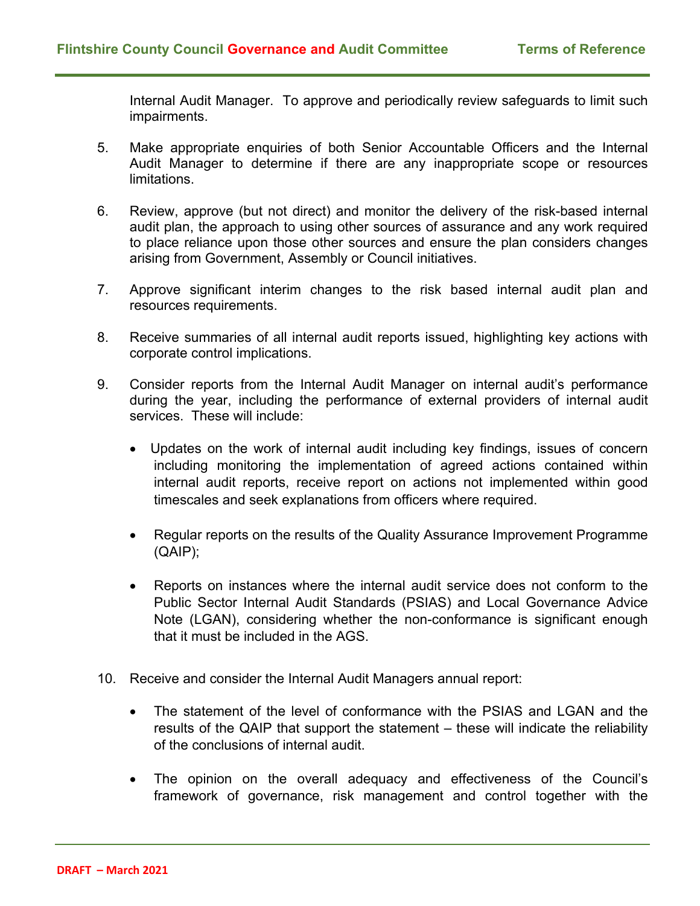Internal Audit Manager. To approve and periodically review safeguards to limit such impairments.

5. Make appropriate enquiries of both Senior Accountable Officers and the Internal Audit Manager to determine if there are any inappropriate scope or resources limitations.

6. Review, approve (but not direct) and monitor the delivery of the risk-based internal audit plan, the approach to using other sources of assurance and any work required to place reliance upon those other sources and ensure the plan considers changes arising from Government, Assembly or Council initiatives.

7. Approve significant interim changes to the risk based internal audit plan and resources requirements.

8. Receive summaries of all internal audit reports issued, highlighting key actions with corporate control implications.

9. Consider reports from the Internal Audit Manager on internal audit's performance during the year, including the performance of external providers of internal audit services. These will include:

   - Updates on the work of internal audit including key findings, issues of concern including monitoring the implementation of agreed actions contained within internal audit reports, receive report on actions not implemented within good timescales and seek explanations from officers where required.

   - Regular reports on the results of the Quality Assurance Improvement Programme (QAIP);

   - Reports on instances where the internal audit service does not conform to the Public Sector Internal Audit Standards (PSIAS) and Local Governance Advice Note (LGAN), considering whether the non-conformance is significant enough that it must be included in the AGS.

10. Receive and consider the Internal Audit Managers annual report:

    - The statement of the level of conformance with the PSIAS and LGAN and the results of the QAIP that support the statement – these will indicate the reliability of the conclusions of internal audit.

    - The opinion on the overall adequacy and effectiveness of the Council's framework of governance, risk management and control together with the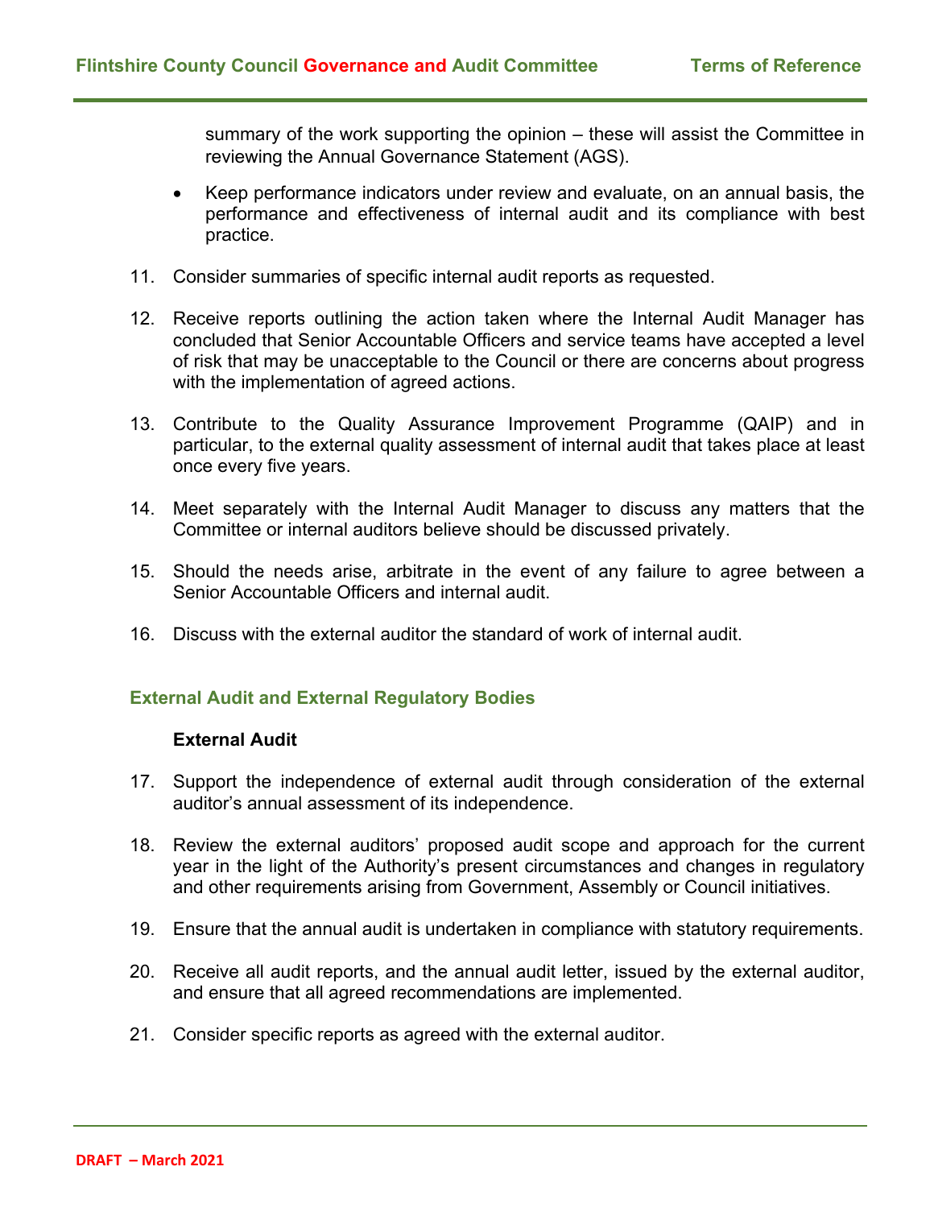summary of the work supporting the opinion – these will assist the Committee in reviewing the Annual Governance Statement (AGS).

- Keep performance indicators under review and evaluate, on an annual basis, the performance and effectiveness of internal audit and its compliance with best practice.

11. Consider summaries of specific internal audit reports as requested.

12. Receive reports outlining the action taken where the Internal Audit Manager has concluded that Senior Accountable Officers and service teams have accepted a level of risk that may be unacceptable to the Council or there are concerns about progress with the implementation of agreed actions.

13. Contribute to the Quality Assurance Improvement Programme (QAIP) and in particular, to the external quality assessment of internal audit that takes place at least once every five years.

14. Meet separately with the Internal Audit Manager to discuss any matters that the Committee or internal auditors believe should be discussed privately.

15. Should the needs arise, arbitrate in the event of any failure to agree between a Senior Accountable Officers and internal audit.

16. Discuss with the external auditor the standard of work of internal audit.

## External Audit and External Regulatory Bodies

**External Audit**

17. Support the independence of external audit through consideration of the external auditor's annual assessment of its independence.

18. Review the external auditors' proposed audit scope and approach for the current year in the light of the Authority's present circumstances and changes in regulatory and other requirements arising from Government, Assembly or Council initiatives.

19. Ensure that the annual audit is undertaken in compliance with statutory requirements.

20. Receive all audit reports, and the annual audit letter, issued by the external auditor, and ensure that all agreed recommendations are implemented.

21. Consider specific reports as agreed with the external auditor.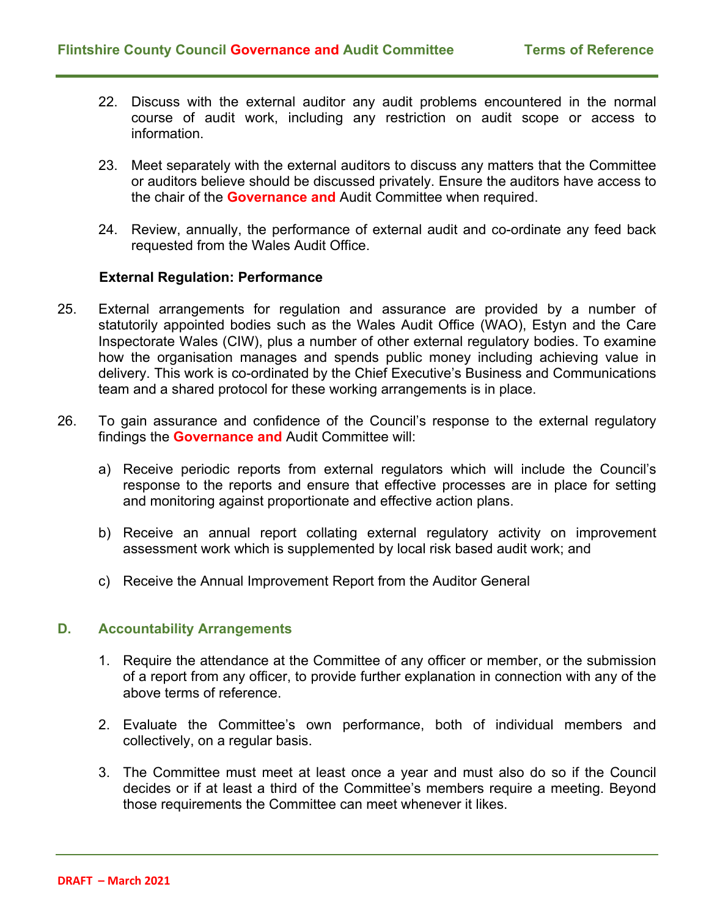22. Discuss with the external auditor any audit problems encountered in the normal course of audit work, including any restriction on audit scope or access to information.

23. Meet separately with the external auditors to discuss any matters that the Committee or auditors believe should be discussed privately. Ensure the auditors have access to the chair of the **Governance and** Audit Committee when required.

24. Review, annually, the performance of external audit and co-ordinate any feed back requested from the Wales Audit Office.

**External Regulation: Performance**

25. External arrangements for regulation and assurance are provided by a number of statutorily appointed bodies such as the Wales Audit Office (WAO), Estyn and the Care Inspectorate Wales (CIW), plus a number of other external regulatory bodies. To examine how the organisation manages and spends public money including achieving value in delivery. This work is co-ordinated by the Chief Executive's Business and Communications team and a shared protocol for these working arrangements is in place.

26. To gain assurance and confidence of the Council's response to the external regulatory findings the **Governance and** Audit Committee will:

    a) Receive periodic reports from external regulators which will include the Council's response to the reports and ensure that effective processes are in place for setting and monitoring against proportionate and effective action plans.

    b) Receive an annual report collating external regulatory activity on improvement assessment work which is supplemented by local risk based audit work; and

    c) Receive the Annual Improvement Report from the Auditor General

## D. Accountability Arrangements

1. Require the attendance at the Committee of any officer or member, or the submission of a report from any officer, to provide further explanation in connection with any of the above terms of reference.

2. Evaluate the Committee's own performance, both of individual members and collectively, on a regular basis.

3. The Committee must meet at least once a year and must also do so if the Council decides or if at least a third of the Committee's members require a meeting. Beyond those requirements the Committee can meet whenever it likes.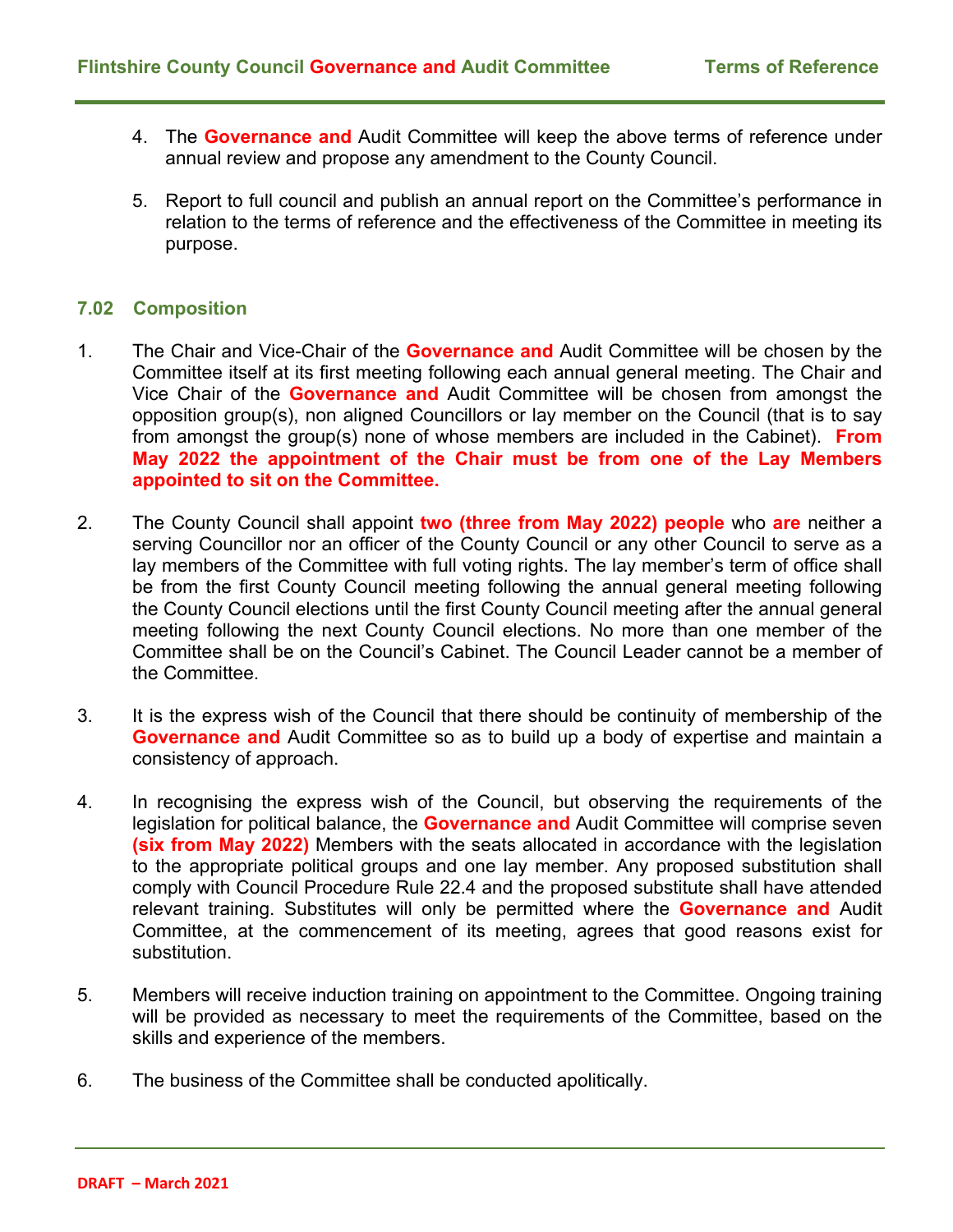4. The **Governance and** Audit Committee will keep the above terms of reference under annual review and propose any amendment to the County Council.

5. Report to full council and publish an annual report on the Committee's performance in relation to the terms of reference and the effectiveness of the Committee in meeting its purpose.

### 7.02 Composition

1. The Chair and Vice-Chair of the **Governance and** Audit Committee will be chosen by the Committee itself at its first meeting following each annual general meeting. The Chair and Vice Chair of the **Governance and** Audit Committee will be chosen from amongst the opposition group(s), non aligned Councillors or lay member on the Council (that is to say from amongst the group(s) none of whose members are included in the Cabinet). **From May 2022 the appointment of the Chair must be from one of the Lay Members appointed to sit on the Committee.**

2. The County Council shall appoint **two (three from May 2022) people** who **are** neither a serving Councillor nor an officer of the County Council or any other Council to serve as a lay members of the Committee with full voting rights. The lay member's term of office shall be from the first County Council meeting following the annual general meeting following the County Council elections until the first County Council meeting after the annual general meeting following the next County Council elections. No more than one member of the Committee shall be on the Council's Cabinet. The Council Leader cannot be a member of the Committee.

3. It is the express wish of the Council that there should be continuity of membership of the **Governance and** Audit Committee so as to build up a body of expertise and maintain a consistency of approach.

4. In recognising the express wish of the Council, but observing the requirements of the legislation for political balance, the **Governance and** Audit Committee will comprise seven **(six from May 2022)** Members with the seats allocated in accordance with the legislation to the appropriate political groups and one lay member. Any proposed substitution shall comply with Council Procedure Rule 22.4 and the proposed substitute shall have attended relevant training. Substitutes will only be permitted where the **Governance and** Audit Committee, at the commencement of its meeting, agrees that good reasons exist for substitution.

5. Members will receive induction training on appointment to the Committee. Ongoing training will be provided as necessary to meet the requirements of the Committee, based on the skills and experience of the members.

6. The business of the Committee shall be conducted apolitically.

**DRAFT – March 2021**